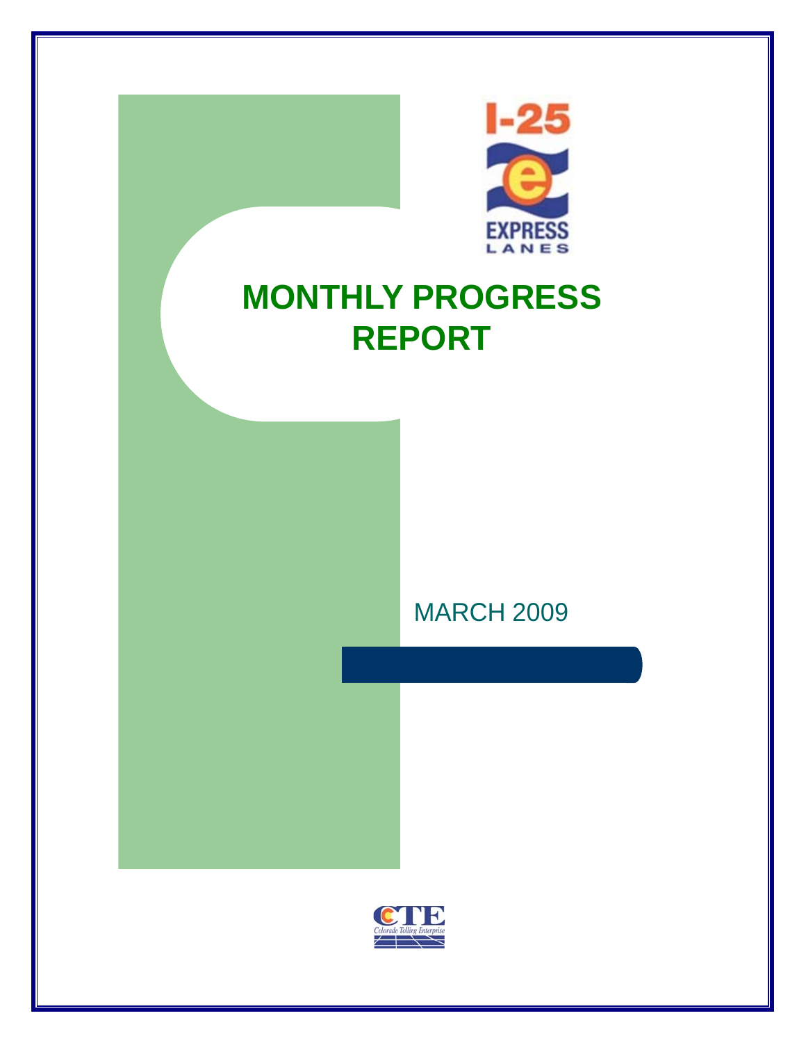I-25 EXPRESS LANES

# MONTHLY PROGRESS REPORT

MARCH 2009

CTE
Colorado Tolling Enterprise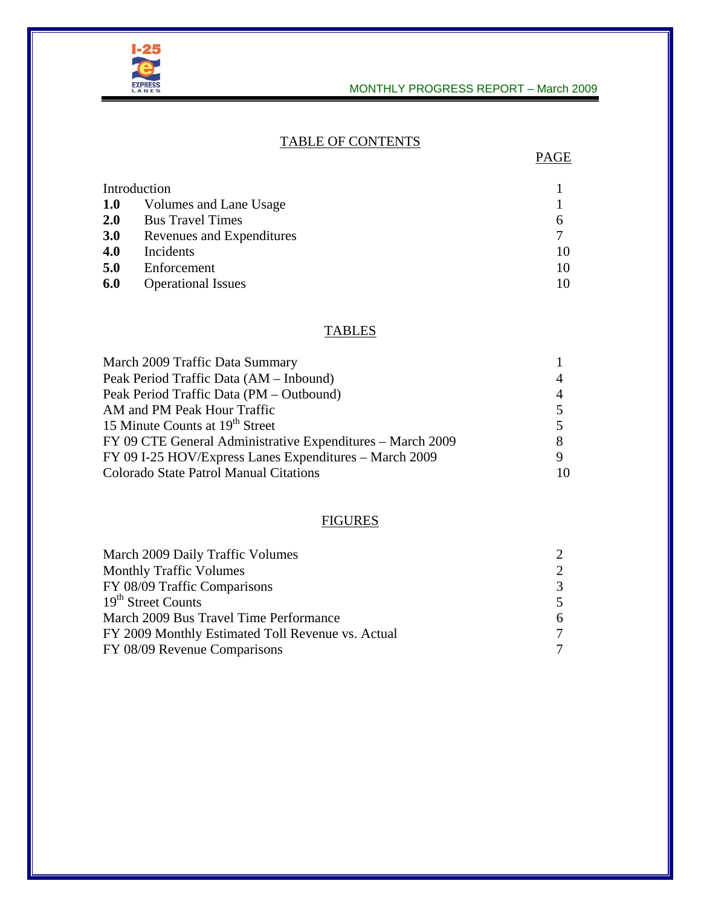# TABLE OF CONTENTS

| | | PAGE |
|---|---|---|
| Introduction | | 1 |
| **1.0** | Volumes and Lane Usage | 1 |
| **2.0** | Bus Travel Times | 6 |
| **3.0** | Revenues and Expenditures | 7 |
| **4.0** | Incidents | 10 |
| **5.0** | Enforcement | 10 |
| **6.0** | Operational Issues | 10 |

## TABLES

| | |
|---|---|
| March 2009 Traffic Data Summary | 1 |
| Peak Period Traffic Data (AM – Inbound) | 4 |
| Peak Period Traffic Data (PM – Outbound) | 4 |
| AM and PM Peak Hour Traffic | 5 |
| 15 Minute Counts at 19th Street | 5 |
| FY 09 CTE General Administrative Expenditures – March 2009 | 8 |
| FY 09 I-25 HOV/Express Lanes Expenditures – March 2009 | 9 |
| Colorado State Patrol Manual Citations | 10 |

## FIGURES

| | |
|---|---|
| March 2009 Daily Traffic Volumes | 2 |
| Monthly Traffic Volumes | 2 |
| FY 08/09 Traffic Comparisons | 3 |
| 19th Street Counts | 5 |
| March 2009 Bus Travel Time Performance | 6 |
| FY 2009 Monthly Estimated Toll Revenue vs. Actual | 7 |
| FY 08/09 Revenue Comparisons | 7 |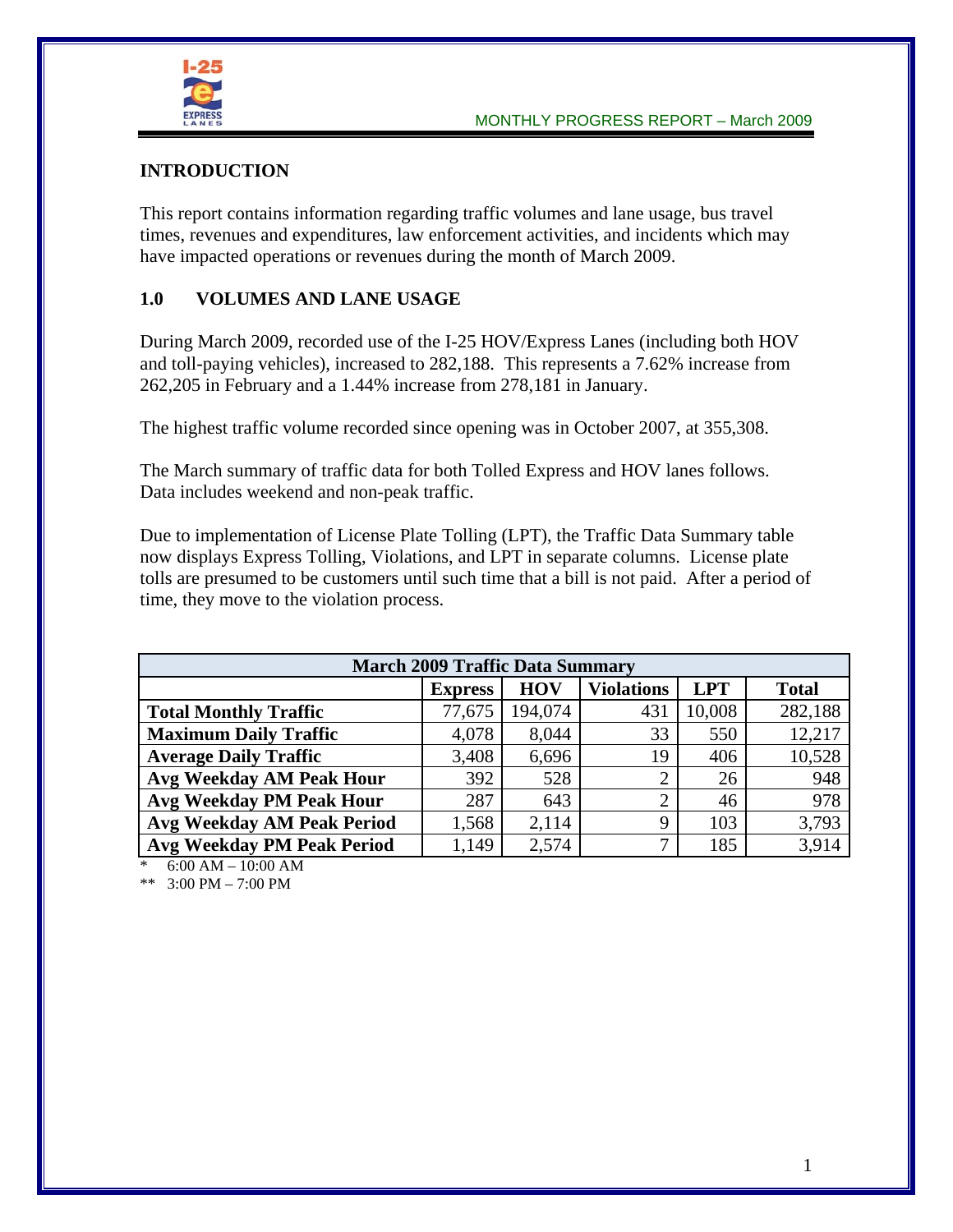## INTRODUCTION

This report contains information regarding traffic volumes and lane usage, bus travel times, revenues and expenditures, law enforcement activities, and incidents which may have impacted operations or revenues during the month of March 2009.

## 1.0 VOLUMES AND LANE USAGE

During March 2009, recorded use of the I-25 HOV/Express Lanes (including both HOV and toll-paying vehicles), increased to 282,188. This represents a 7.62% increase from 262,205 in February and a 1.44% increase from 278,181 in January.

The highest traffic volume recorded since opening was in October 2007, at 355,308.

The March summary of traffic data for both Tolled Express and HOV lanes follows. Data includes weekend and non-peak traffic.

Due to implementation of License Plate Tolling (LPT), the Traffic Data Summary table now displays Express Tolling, Violations, and LPT in separate columns. License plate tolls are presumed to be customers until such time that a bill is not paid. After a period of time, they move to the violation process.

| March 2009 Traffic Data Summary | | | | | |
|---|---|---|---|---|---|
| | **Express** | **HOV** | **Violations** | **LPT** | **Total** |
| **Total Monthly Traffic** | 77,675 | 194,074 | 431 | 10,008 | 282,188 |
| **Maximum Daily Traffic** | 4,078 | 8,044 | 33 | 550 | 12,217 |
| **Average Daily Traffic** | 3,408 | 6,696 | 19 | 406 | 10,528 |
| **Avg Weekday AM Peak Hour** | 392 | 528 | 2 | 26 | 948 |
| **Avg Weekday PM Peak Hour** | 287 | 643 | 2 | 46 | 978 |
| **Avg Weekday AM Peak Period** | 1,568 | 2,114 | 9 | 103 | 3,793 |
| **Avg Weekday PM Peak Period** | 1,149 | 2,574 | 7 | 185 | 3,914 |

\* 6:00 AM – 10:00 AM

\** 3:00 PM – 7:00 PM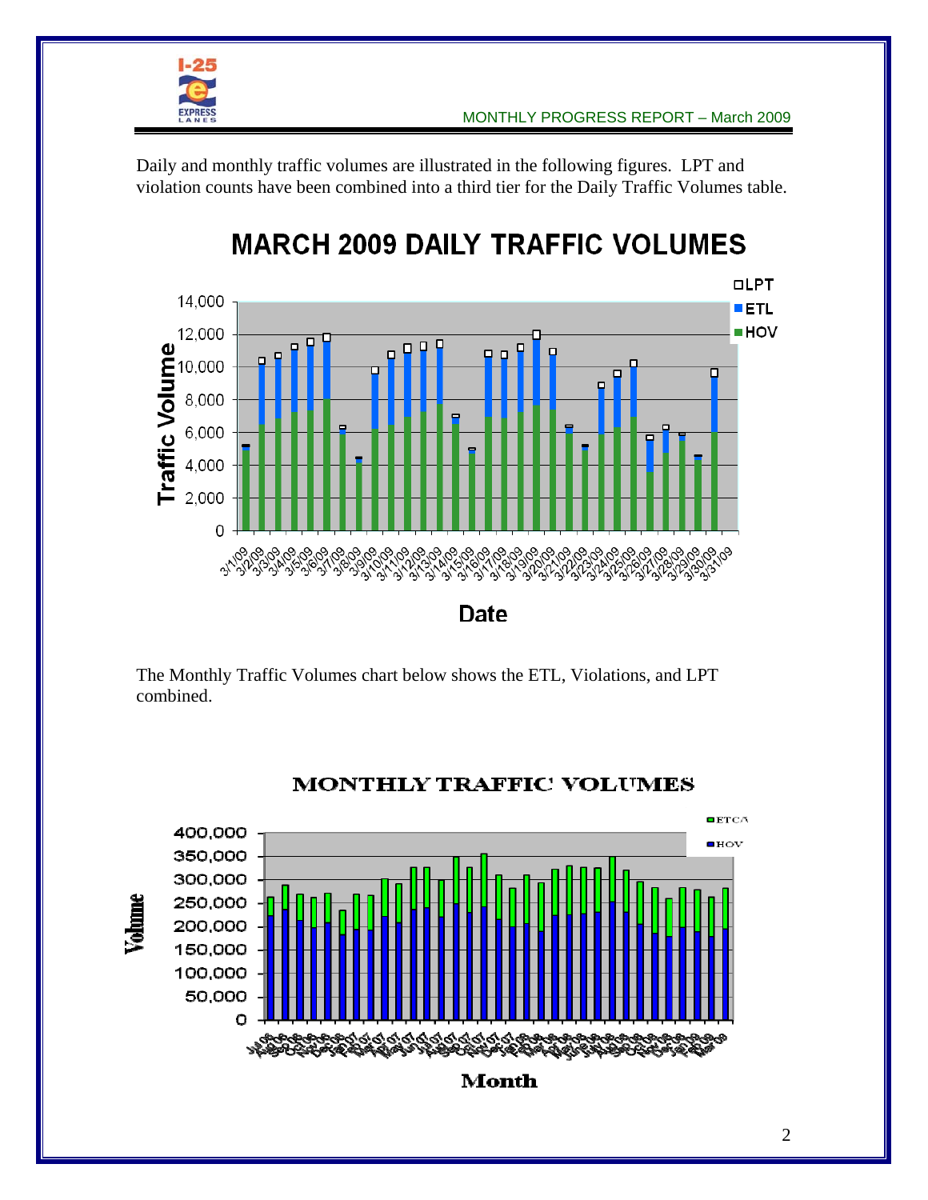Daily and monthly traffic volumes are illustrated in the following figures. LPT and violation counts have been combined into a third tier for the Daily Traffic Volumes table.

## MARCH 2009 DAILY TRAFFIC VOLUMES

LPT
ETL
HOV

Traffic Volume

14,000
12,000
10,000
8,000
6,000
4,000
2,000
0

3/1/09 3/2/09 3/3/09 3/4/09 3/5/09 3/6/09 3/7/09 3/8/09 3/9/09 3/10/09 3/11/09 3/12/09 3/13/09 3/14/09 3/15/09 3/16/09 3/17/09 3/18/09 3/19/09 3/20/09 3/21/09 3/22/09 3/23/09 3/24/09 3/25/09 3/26/09 3/27/09 3/28/09 3/29/09 3/30/09 3/31/09

Date

The Monthly Traffic Volumes chart below shows the ETL, Violations, and LPT combined.

## MONTHLY TRAFFIC VOLUMES

ETC/A
HOV

Volume

400,000
350,000
300,000
250,000
200,000
150,000
100,000
50,000
0

Jul 06 Aug 06 Sep 06 Oct 06 Nov 06 Dec 06 Jan 07 Feb 07 Mar 07 Apr 07 May 07 Jun 07 Jul 07 Aug 07 Sep 07 Oct 07 Nov 07 Dec 07 Jan 08 Feb 08 Mar 08 Apr 08 May 08 June 08 July 08 Aug 08 Sep 08 Oct 08 Nov 08 Dec 08 Jan 09 Feb 09 Mar 09

Month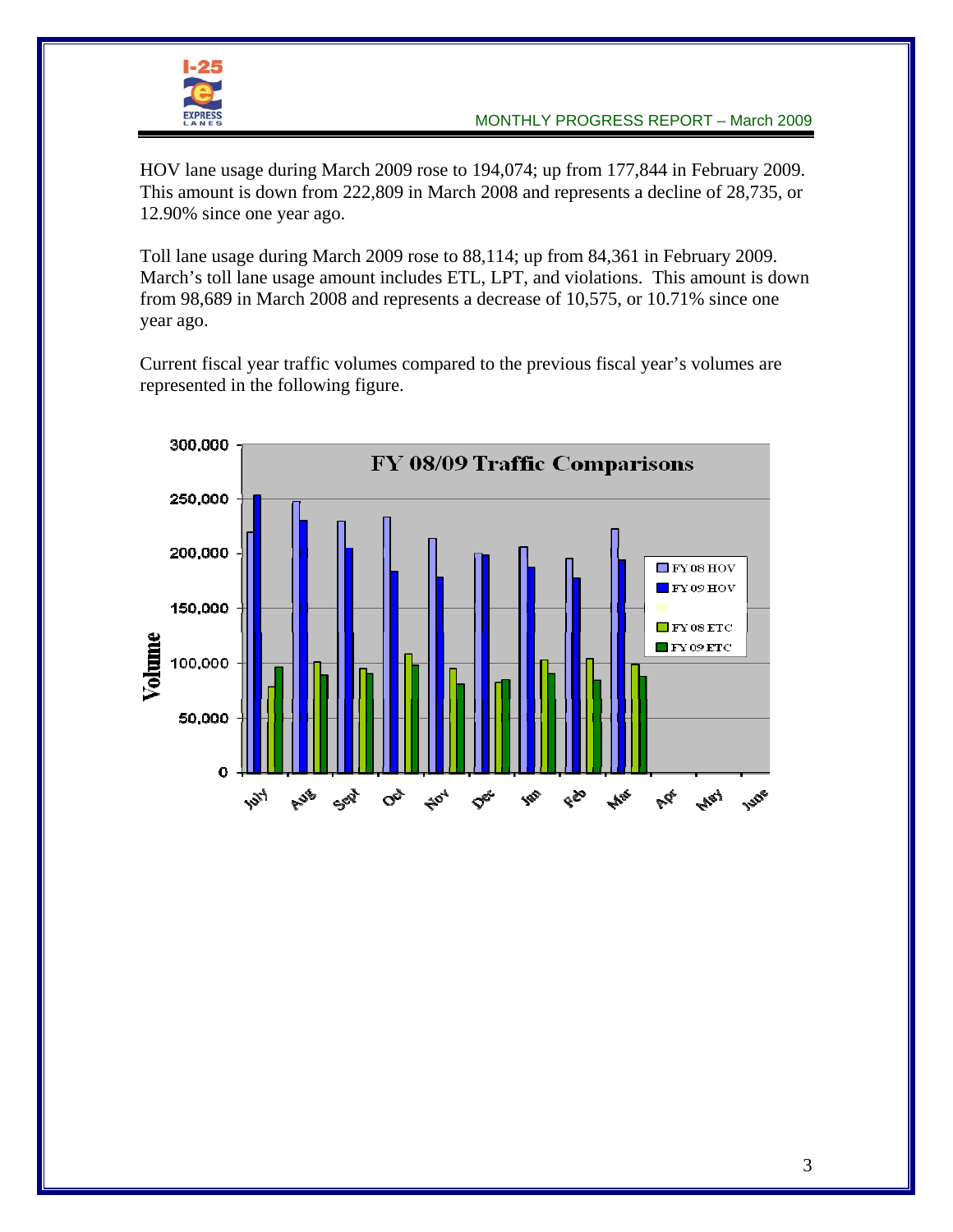HOV lane usage during March 2009 rose to 194,074; up from 177,844 in February 2009. This amount is down from 222,809 in March 2008 and represents a decline of 28,735, or 12.90% since one year ago.

Toll lane usage during March 2009 rose to 88,114; up from 84,361 in February 2009. March's toll lane usage amount includes ETL, LPT, and violations. This amount is down from 98,689 in March 2008 and represents a decrease of 10,575, or 10.71% since one year ago.

Current fiscal year traffic volumes compared to the previous fiscal year's volumes are represented in the following figure.

FY 08/09 Traffic Comparisons

Volume

300,000
250,000
200,000
150,000
100,000
50,000
0

July
Aug
Sept
Oct
Nov
Dec
Jan
Feb
Mar
Apr
May
June

FY 08 HOV
FY 09 HOV
FY 08 ETC
FY 09 ETC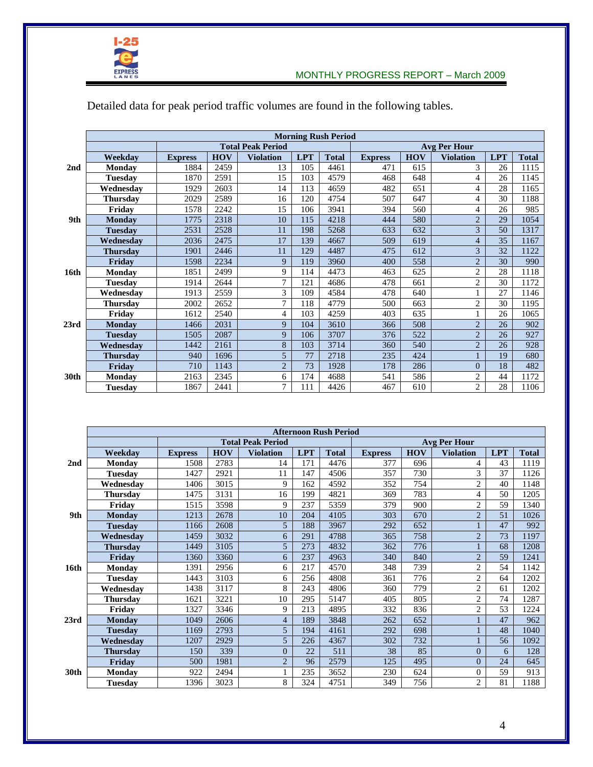Detailed data for peak period traffic volumes are found in the following tables.

| Morning Rush Period | | | | | | | | | | | |
|---|---|---|---|---|---|---|---|---|---|---|---|
| | | Total Peak Period | | | | | Avg Per Hour | | | | |
| | Weekday | Express | HOV | Violation | LPT | Total | Express | HOV | Violation | LPT | Total |
| 2nd | Monday | 1884 | 2459 | 13 | 105 | 4461 | 471 | 615 | 3 | 26 | 1115 |
| | Tuesday | 1870 | 2591 | 15 | 103 | 4579 | 468 | 648 | 4 | 26 | 1145 |
| | Wednesday | 1929 | 2603 | 14 | 113 | 4659 | 482 | 651 | 4 | 28 | 1165 |
| | Thursday | 2029 | 2589 | 16 | 120 | 4754 | 507 | 647 | 4 | 30 | 1188 |
| | Friday | 1578 | 2242 | 15 | 106 | 3941 | 394 | 560 | 4 | 26 | 985 |
| 9th | Monday | 1775 | 2318 | 10 | 115 | 4218 | 444 | 580 | 2 | 29 | 1054 |
| | Tuesday | 2531 | 2528 | 11 | 198 | 5268 | 633 | 632 | 3 | 50 | 1317 |
| | Wednesday | 2036 | 2475 | 17 | 139 | 4667 | 509 | 619 | 4 | 35 | 1167 |
| | Thursday | 1901 | 2446 | 11 | 129 | 4487 | 475 | 612 | 3 | 32 | 1122 |
| | Friday | 1598 | 2234 | 9 | 119 | 3960 | 400 | 558 | 2 | 30 | 990 |
| 16th | Monday | 1851 | 2499 | 9 | 114 | 4473 | 463 | 625 | 2 | 28 | 1118 |
| | Tuesday | 1914 | 2644 | 7 | 121 | 4686 | 478 | 661 | 2 | 30 | 1172 |
| | Wednesday | 1913 | 2559 | 3 | 109 | 4584 | 478 | 640 | 1 | 27 | 1146 |
| | Thursday | 2002 | 2652 | 7 | 118 | 4779 | 500 | 663 | 2 | 30 | 1195 |
| | Friday | 1612 | 2540 | 4 | 103 | 4259 | 403 | 635 | 1 | 26 | 1065 |
| 23rd | Monday | 1466 | 2031 | 9 | 104 | 3610 | 366 | 508 | 2 | 26 | 902 |
| | Tuesday | 1505 | 2087 | 9 | 106 | 3707 | 376 | 522 | 2 | 26 | 927 |
| | Wednesday | 1442 | 2161 | 8 | 103 | 3714 | 360 | 540 | 2 | 26 | 928 |
| | Thursday | 940 | 1696 | 5 | 77 | 2718 | 235 | 424 | 1 | 19 | 680 |
| | Friday | 710 | 1143 | 2 | 73 | 1928 | 178 | 286 | 0 | 18 | 482 |
| 30th | Monday | 2163 | 2345 | 6 | 174 | 4688 | 541 | 586 | 2 | 44 | 1172 |
| | Tuesday | 1867 | 2441 | 7 | 111 | 4426 | 467 | 610 | 2 | 28 | 1106 |

| Afternoon Rush Period | | | | | | | | | | | |
|---|---|---|---|---|---|---|---|---|---|---|---|
| | | Total Peak Period | | | | | Avg Per Hour | | | | |
| | Weekday | Express | HOV | Violation | LPT | Total | Express | HOV | Violation | LPT | Total |
| 2nd | Monday | 1508 | 2783 | 14 | 171 | 4476 | 377 | 696 | 4 | 43 | 1119 |
| | Tuesday | 1427 | 2921 | 11 | 147 | 4506 | 357 | 730 | 3 | 37 | 1126 |
| | Wednesday | 1406 | 3015 | 9 | 162 | 4592 | 352 | 754 | 2 | 40 | 1148 |
| | Thursday | 1475 | 3131 | 16 | 199 | 4821 | 369 | 783 | 4 | 50 | 1205 |
| | Friday | 1515 | 3598 | 9 | 237 | 5359 | 379 | 900 | 2 | 59 | 1340 |
| 9th | Monday | 1213 | 2678 | 10 | 204 | 4105 | 303 | 670 | 2 | 51 | 1026 |
| | Tuesday | 1166 | 2608 | 5 | 188 | 3967 | 292 | 652 | 1 | 47 | 992 |
| | Wednesday | 1459 | 3032 | 6 | 291 | 4788 | 365 | 758 | 2 | 73 | 1197 |
| | Thursday | 1449 | 3105 | 5 | 273 | 4832 | 362 | 776 | 1 | 68 | 1208 |
| | Friday | 1360 | 3360 | 6 | 237 | 4963 | 340 | 840 | 2 | 59 | 1241 |
| 16th | Monday | 1391 | 2956 | 6 | 217 | 4570 | 348 | 739 | 2 | 54 | 1142 |
| | Tuesday | 1443 | 3103 | 6 | 256 | 4808 | 361 | 776 | 2 | 64 | 1202 |
| | Wednesday | 1438 | 3117 | 8 | 243 | 4806 | 360 | 779 | 2 | 61 | 1202 |
| | Thursday | 1621 | 3221 | 10 | 295 | 5147 | 405 | 805 | 2 | 74 | 1287 |
| | Friday | 1327 | 3346 | 9 | 213 | 4895 | 332 | 836 | 2 | 53 | 1224 |
| 23rd | Monday | 1049 | 2606 | 4 | 189 | 3848 | 262 | 652 | 1 | 47 | 962 |
| | Tuesday | 1169 | 2793 | 5 | 194 | 4161 | 292 | 698 | 1 | 48 | 1040 |
| | Wednesday | 1207 | 2929 | 5 | 226 | 4367 | 302 | 732 | 1 | 56 | 1092 |
| | Thursday | 150 | 339 | 0 | 22 | 511 | 38 | 85 | 0 | 6 | 128 |
| | Friday | 500 | 1981 | 2 | 96 | 2579 | 125 | 495 | 0 | 24 | 645 |
| 30th | Monday | 922 | 2494 | 1 | 235 | 3652 | 230 | 624 | 0 | 59 | 913 |
| | Tuesday | 1396 | 3023 | 8 | 324 | 4751 | 349 | 756 | 2 | 81 | 1188 |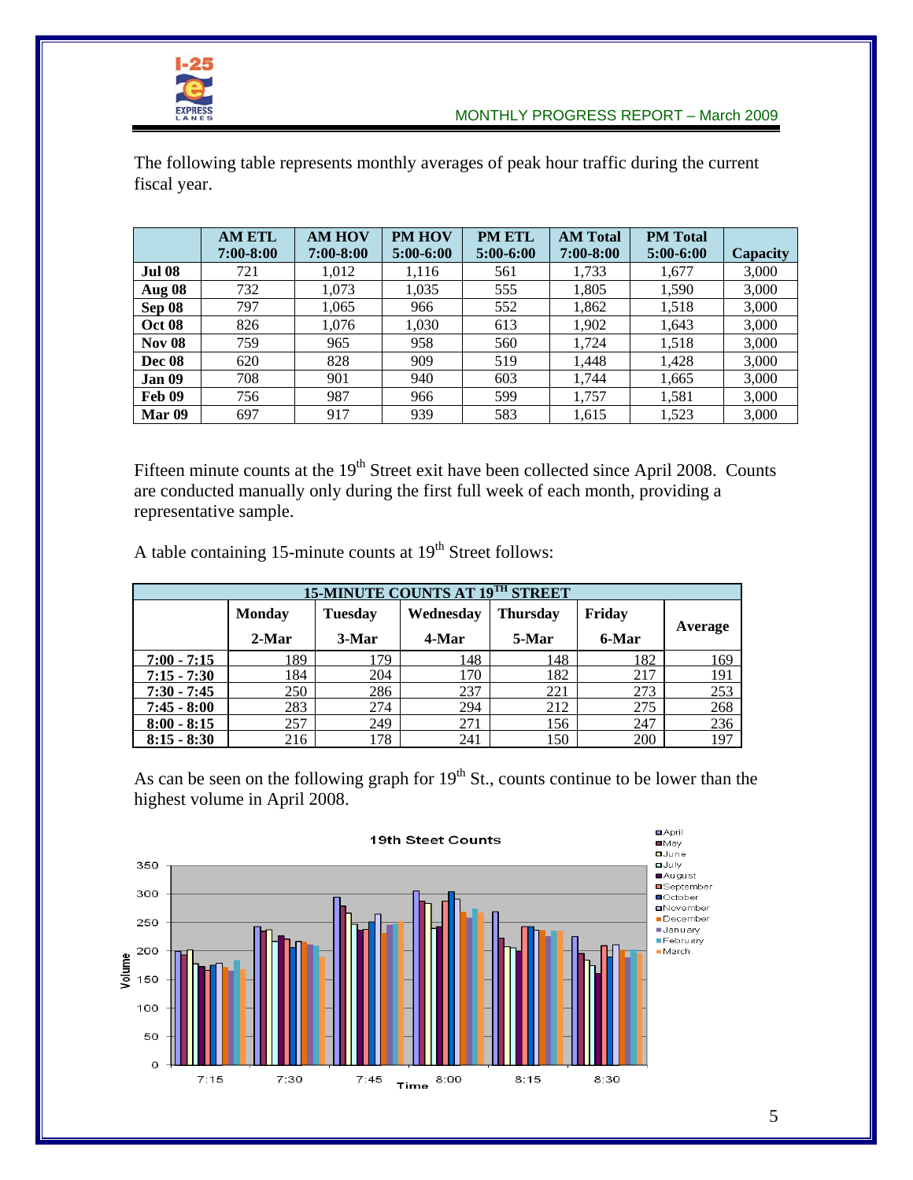The following table represents monthly averages of peak hour traffic during the current fiscal year.

| | AM ETL 7:00-8:00 | AM HOV 7:00-8:00 | PM HOV 5:00-6:00 | PM ETL 5:00-6:00 | AM Total 7:00-8:00 | PM Total 5:00-6:00 | Capacity |
|---|---|---|---|---|---|---|---|
| **Jul 08** | 721 | 1,012 | 1,116 | 561 | 1,733 | 1,677 | 3,000 |
| **Aug 08** | 732 | 1,073 | 1,035 | 555 | 1,805 | 1,590 | 3,000 |
| **Sep 08** | 797 | 1,065 | 966 | 552 | 1,862 | 1,518 | 3,000 |
| **Oct 08** | 826 | 1,076 | 1,030 | 613 | 1,902 | 1,643 | 3,000 |
| **Nov 08** | 759 | 965 | 958 | 560 | 1,724 | 1,518 | 3,000 |
| **Dec 08** | 620 | 828 | 909 | 519 | 1,448 | 1,428 | 3,000 |
| **Jan 09** | 708 | 901 | 940 | 603 | 1,744 | 1,665 | 3,000 |
| **Feb 09** | 756 | 987 | 966 | 599 | 1,757 | 1,581 | 3,000 |
| **Mar 09** | 697 | 917 | 939 | 583 | 1,615 | 1,523 | 3,000 |

Fifteen minute counts at the 19th Street exit have been collected since April 2008. Counts are conducted manually only during the first full week of each month, providing a representative sample.

A table containing 15-minute counts at 19th Street follows:

**15-MINUTE COUNTS AT 19TH STREET**

| | Monday 2-Mar | Tuesday 3-Mar | Wednesday 4-Mar | Thursday 5-Mar | Friday 6-Mar | Average |
|---|---|---|---|---|---|---|
| **7:00 - 7:15** | 189 | 179 | 148 | 148 | 182 | 169 |
| **7:15 - 7:30** | 184 | 204 | 170 | 182 | 217 | 191 |
| **7:30 - 7:45** | 250 | 286 | 237 | 221 | 273 | 253 |
| **7:45 - 8:00** | 283 | 274 | 294 | 212 | 275 | 268 |
| **8:00 - 8:15** | 257 | 249 | 271 | 156 | 247 | 236 |
| **8:15 - 8:30** | 216 | 178 | 241 | 150 | 200 | 197 |

As can be seen on the following graph for 19th St., counts continue to be lower than the highest volume in April 2008.

19th Steet Counts

Volume

0
50
100
150
200
250
300
350

Time

7:15
7:30
7:45
8:00
8:15
8:30

April
May
June
July
August
September
October
November
December
January
February
March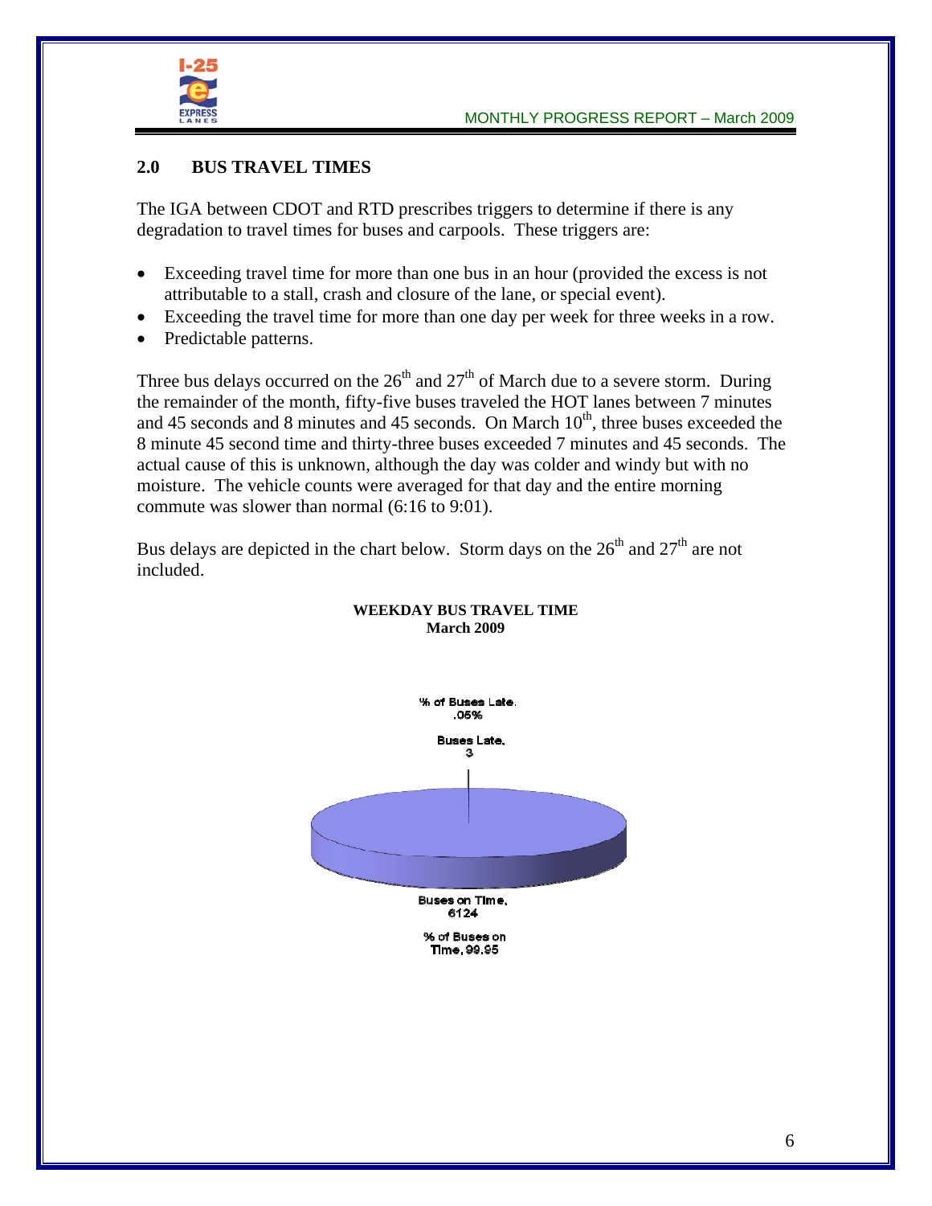## 2.0 BUS TRAVEL TIMES

The IGA between CDOT and RTD prescribes triggers to determine if there is any degradation to travel times for buses and carpools. These triggers are:

- Exceeding travel time for more than one bus in an hour (provided the excess is not attributable to a stall, crash and closure of the lane, or special event).
- Exceeding the travel time for more than one day per week for three weeks in a row.
- Predictable patterns.

Three bus delays occurred on the 26th and 27th of March due to a severe storm. During the remainder of the month, fifty-five buses traveled the HOT lanes between 7 minutes and 45 seconds and 8 minutes and 45 seconds. On March 10th, three buses exceeded the 8 minute 45 second time and thirty-three buses exceeded 7 minutes and 45 seconds. The actual cause of this is unknown, although the day was colder and windy but with no moisture. The vehicle counts were averaged for that day and the entire morning commute was slower than normal (6:16 to 9:01).

Bus delays are depicted in the chart below. Storm days on the 26th and 27th are not included.

**WEEKDAY BUS TRAVEL TIME**
**March 2009**

% of Buses Late, .05%

Buses Late, 3

Buses on Time, 6124

% of Buses on Time, 99.95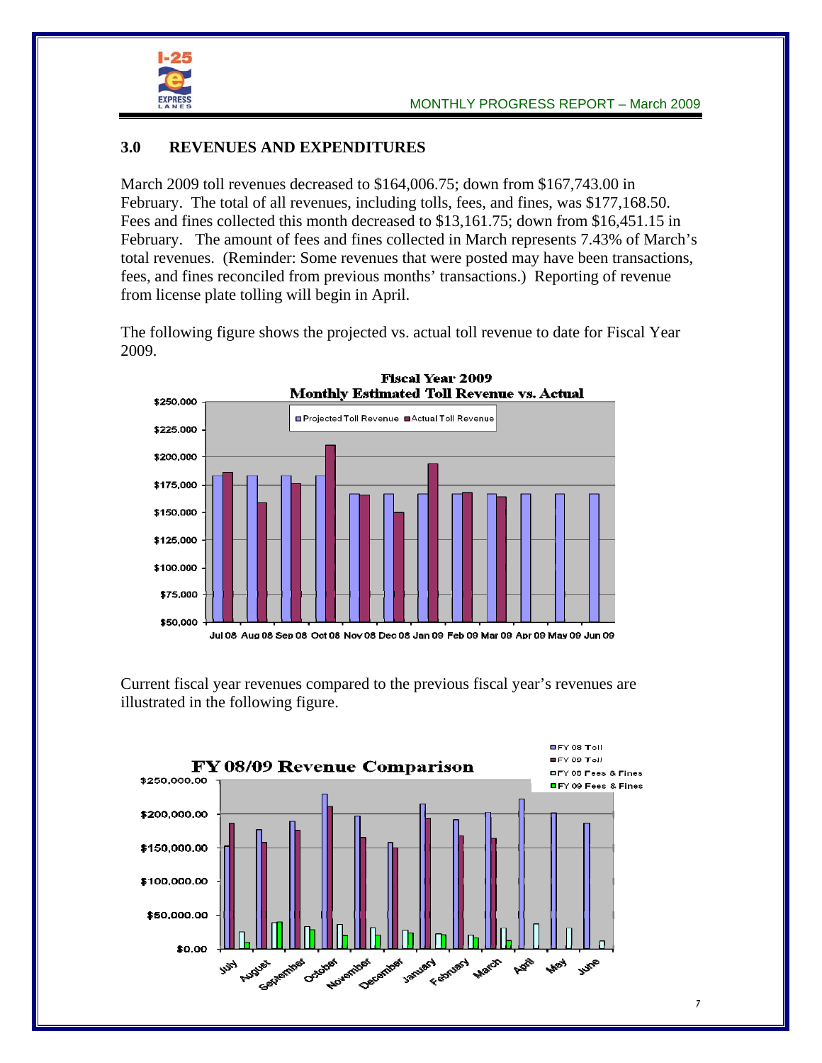## 3.0 REVENUES AND EXPENDITURES

March 2009 toll revenues decreased to $164,006.75; down from $167,743.00 in February. The total of all revenues, including tolls, fees, and fines, was $177,168.50. Fees and fines collected this month decreased to $13,161.75; down from $16,451.15 in February. The amount of fees and fines collected in March represents 7.43% of March's total revenues. (Reminder: Some revenues that were posted may have been transactions, fees, and fines reconciled from previous months' transactions.) Reporting of revenue from license plate tolling will begin in April.

The following figure shows the projected vs. actual toll revenue to date for Fiscal Year 2009.

Fiscal Year 2009
Monthly Estimated Toll Revenue vs. Actual

Projected Toll Revenue
Actual Toll Revenue

$250,000
$225,000
$200,000
$175,000
$150,000
$125,000
$100,000
$75,000
$50,000

Jul 08 Aug 08 Sep 08 Oct 08 Nov 08 Dec 08 Jan 09 Feb 09 Mar 09 Apr 09 May 09 Jun 09

Current fiscal year revenues compared to the previous fiscal year's revenues are illustrated in the following figure.

FY 08/09 Revenue Comparison

FY 08 Toll
FY 09 Toll
FY 08 Fees & Fines
FY 09 Fees & Fines

$250,000.00
$200,000.00
$150,000.00
$100,000.00
$50,000.00
$0.00

July August September October November December January February March April May June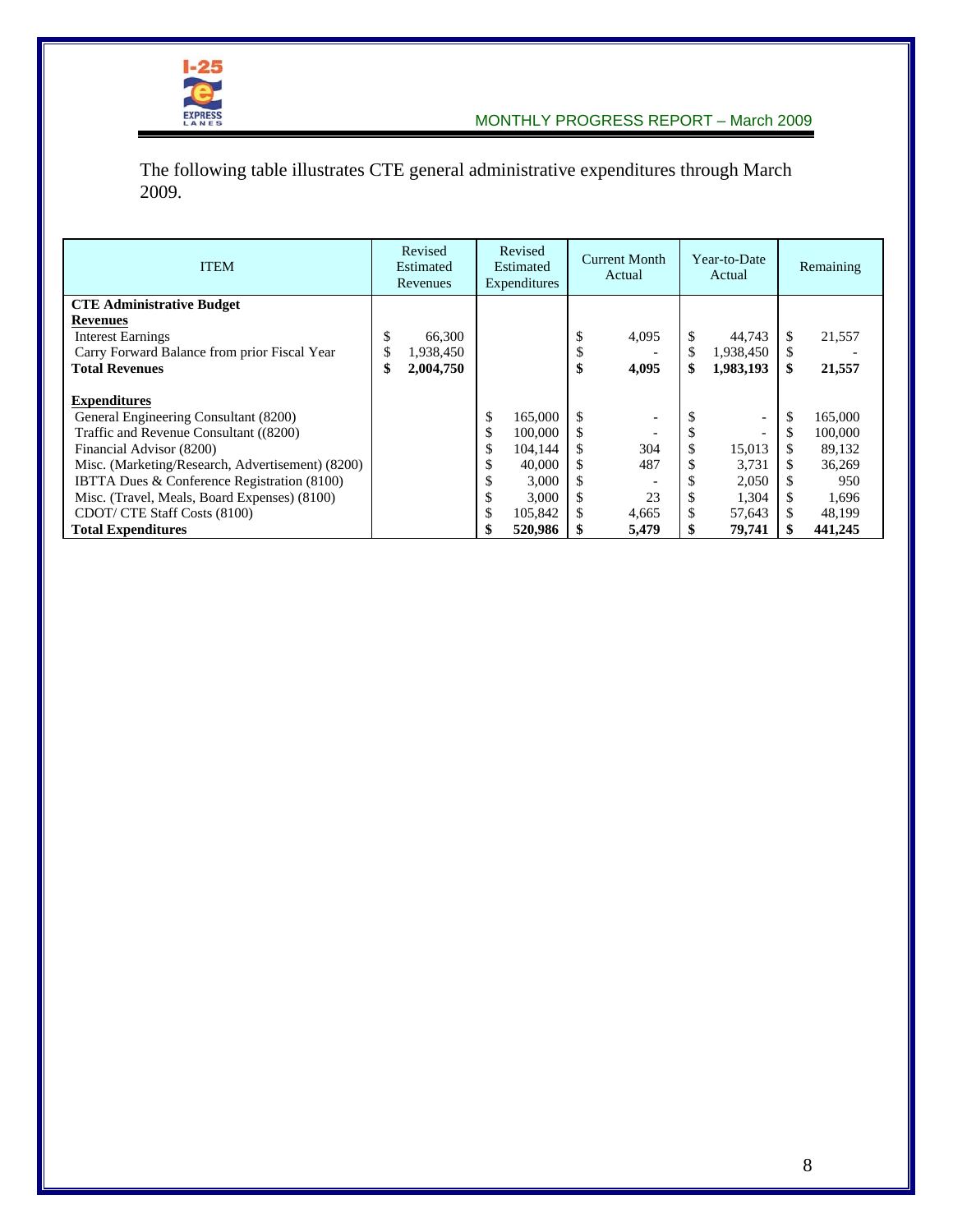The following table illustrates CTE general administrative expenditures through March 2009.

| ITEM | Revised Estimated Revenues | Revised Estimated Expenditures | Current Month Actual | Year-to-Date Actual | Remaining |
|---|---|---|---|---|---|
| **CTE Administrative Budget** | | | | | |
| **Revenues** | | | | | |
| Interest Earnings | $ 66,300 | | $ 4,095 | $ 44,743 | $ 21,557 |
| Carry Forward Balance from prior Fiscal Year | $ 1,938,450 | | $ - | $ 1,938,450 | $ - |
| **Total Revenues** | **$ 2,004,750** | | **$ 4,095** | **$ 1,983,193** | **$ 21,557** |
| **Expenditures** | | | | | |
| General Engineering Consultant (8200) | | $ 165,000 | $ - | $ - | $ 165,000 |
| Traffic and Revenue Consultant ((8200) | | $ 100,000 | $ - | $ - | $ 100,000 |
| Financial Advisor (8200) | | $ 104,144 | $ 304 | $ 15,013 | $ 89,132 |
| Misc. (Marketing/Research, Advertisement) (8200) | | $ 40,000 | $ 487 | $ 3,731 | $ 36,269 |
| IBTTA Dues & Conference Registration (8100) | | $ 3,000 | $ - | $ 2,050 | $ 950 |
| Misc. (Travel, Meals, Board Expenses) (8100) | | $ 3,000 | $ 23 | $ 1,304 | $ 1,696 |
| CDOT/ CTE Staff Costs (8100) | | $ 105,842 | $ 4,665 | $ 57,643 | $ 48,199 |
| **Total Expenditures** | | **$ 520,986** | **$ 5,479** | **$ 79,741** | **$ 441,245** |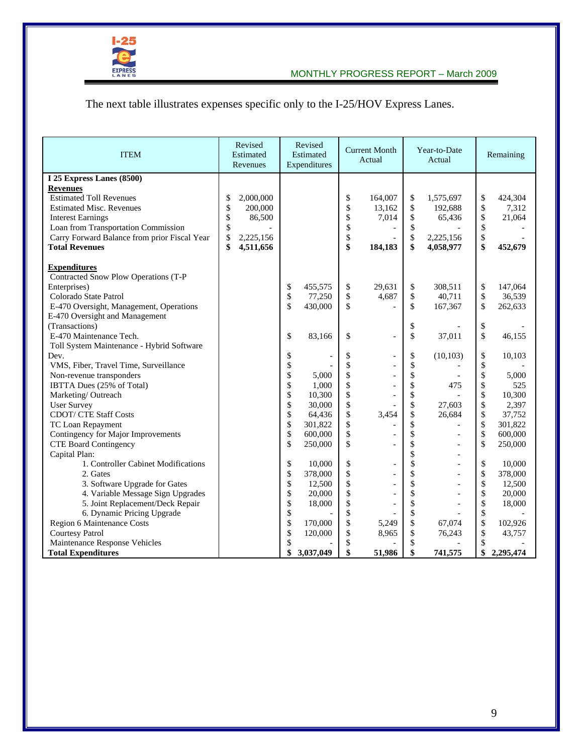The next table illustrates expenses specific only to the I-25/HOV Express Lanes.

| ITEM | Revised Estimated Revenues | Revised Estimated Expenditures | Current Month Actual | Year-to-Date Actual | Remaining |
|---|---|---|---|---|---|
| **I 25 Express Lanes (8500)** | | | | | |
| **Revenues** | | | | | |
| Estimated Toll Revenues | $ 2,000,000 | | $ 164,007 | $ 1,575,697 | $ 424,304 |
| Estimated Misc. Revenues | $ 200,000 | | $ 13,162 | $ 192,688 | $ 7,312 |
| Interest Earnings | $ 86,500 | | $ 7,014 | $ 65,436 | $ 21,064 |
| Loan from Transportation Commission | $ - | | $ - | $ - | $ - |
| Carry Forward Balance from prior Fiscal Year | $ 2,225,156 | | $ - | $ 2,225,156 | $ - |
| **Total Revenues** | **$ 4,511,656** | | **$ 184,183** | **$ 4,058,977** | **$ 452,679** |
| **Expenditures** | | | | | |
| Contracted Snow Plow Operations (T-P Enterprises) | | $ 455,575 | $ 29,631 | $ 308,511 | $ 147,064 |
| Colorado State Patrol | | $ 77,250 | $ 4,687 | $ 40,711 | $ 36,539 |
| E-470 Oversight, Management, Operations | | $ 430,000 | $ - | $ 167,367 | $ 262,633 |
| E-470 Oversight and Management (Transactions) | | | | $ - | $ - |
| E-470 Maintenance Tech. | | $ 83,166 | $ - | $ 37,011 | $ 46,155 |
| Toll System Maintenance - Hybrid Software Dev. | | $ - | $ - | $ (10,103) | $ 10,103 |
| VMS, Fiber, Travel Time, Surveillance | | $ - | $ - | $ - | $ - |
| Non-revenue transponders | | $ 5,000 | $ - | $ - | $ 5,000 |
| IBTTA Dues (25% of Total) | | $ 1,000 | $ - | $ 475 | $ 525 |
| Marketing/ Outreach | | $ 10,300 | $ - | $ - | $ 10,300 |
| User Survey | | $ 30,000 | $ - | $ 27,603 | $ 2,397 |
| CDOT/ CTE Staff Costs | | $ 64,436 | $ 3,454 | $ 26,684 | $ 37,752 |
| TC Loan Repayment | | $ 301,822 | $ - | $ - | $ 301,822 |
| Contingency for Major Improvements | | $ 600,000 | $ - | $ - | $ 600,000 |
| CTE Board Contingency | | $ 250,000 | $ - | $ - | $ 250,000 |
| Capital Plan: | | | | $ - | |
| 1. Controller Cabinet Modifications | | $ 10,000 | $ - | $ - | $ 10,000 |
| 2. Gates | | $ 378,000 | $ - | $ - | $ 378,000 |
| 3. Software Upgrade for Gates | | $ 12,500 | $ - | $ - | $ 12,500 |
| 4. Variable Message Sign Upgrades | | $ 20,000 | $ - | $ - | $ 20,000 |
| 5. Joint Replacement/Deck Repair | | $ 18,000 | $ - | $ - | $ 18,000 |
| 6. Dynamic Pricing Upgrade | | $ - | $ - | $ - | $ - |
| Region 6 Maintenance Costs | | $ 170,000 | $ 5,249 | $ 67,074 | $ 102,926 |
| Courtesy Patrol | | $ 120,000 | $ 8,965 | $ 76,243 | $ 43,757 |
| Maintenance Response Vehicles | | $ - | $ - | $ - | $ - |
| **Total Expenditures** | | **$ 3,037,049** | **$ 51,986** | **$ 741,575** | **$ 2,295,474** |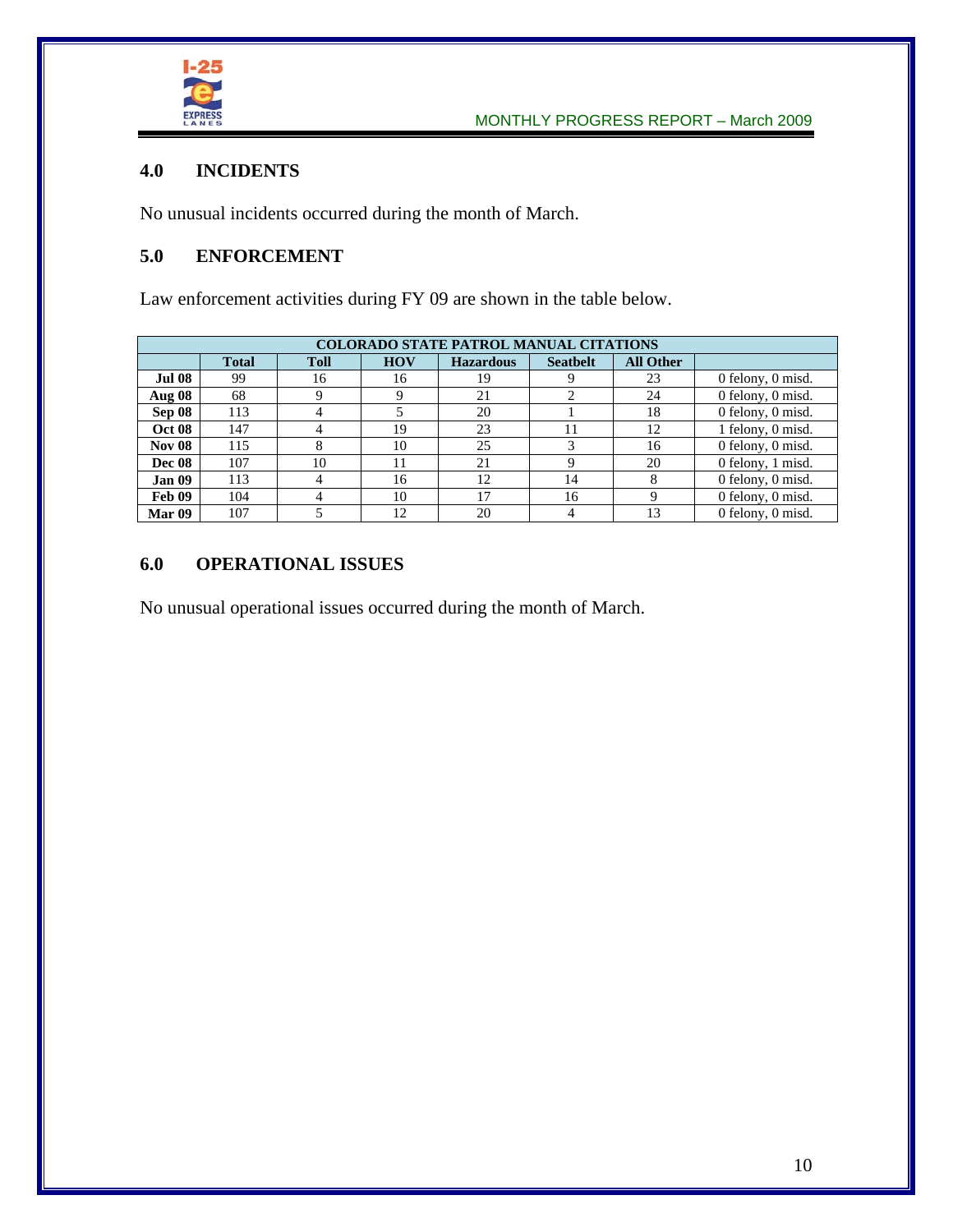## 4.0 INCIDENTS

No unusual incidents occurred during the month of March.

## 5.0 ENFORCEMENT

Law enforcement activities during FY 09 are shown in the table below.

| COLORADO STATE PATROL MANUAL CITATIONS | | | | | | | |
|---|---|---|---|---|---|---|---|
| | **Total** | **Toll** | **HOV** | **Hazardous** | **Seatbelt** | **All Other** | |
| **Jul 08** | 99 | 16 | 16 | 19 | 9 | 23 | 0 felony, 0 misd. |
| **Aug 08** | 68 | 9 | 9 | 21 | 2 | 24 | 0 felony, 0 misd. |
| **Sep 08** | 113 | 4 | 5 | 20 | 1 | 18 | 0 felony, 0 misd. |
| **Oct 08** | 147 | 4 | 19 | 23 | 11 | 12 | 1 felony, 0 misd. |
| **Nov 08** | 115 | 8 | 10 | 25 | 3 | 16 | 0 felony, 0 misd. |
| **Dec 08** | 107 | 10 | 11 | 21 | 9 | 20 | 0 felony, 1 misd. |
| **Jan 09** | 113 | 4 | 16 | 12 | 14 | 8 | 0 felony, 0 misd. |
| **Feb 09** | 104 | 4 | 10 | 17 | 16 | 9 | 0 felony, 0 misd. |
| **Mar 09** | 107 | 5 | 12 | 20 | 4 | 13 | 0 felony, 0 misd. |

## 6.0 OPERATIONAL ISSUES

No unusual operational issues occurred during the month of March.